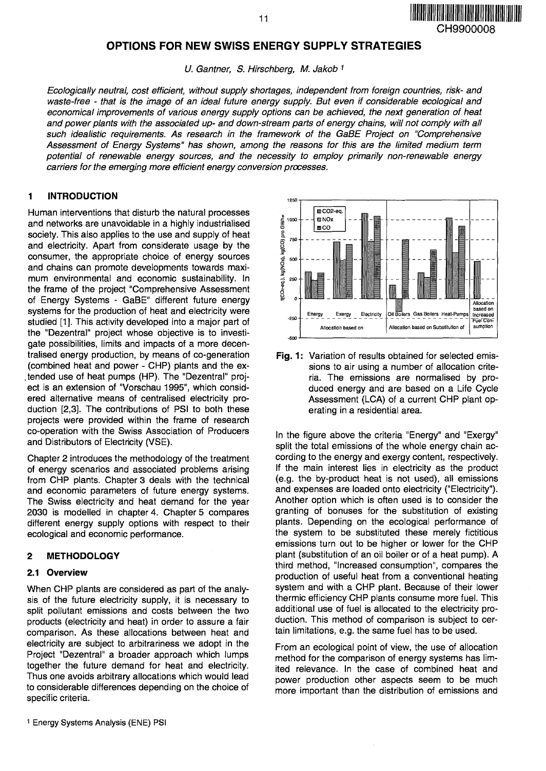# OPTIONS FOR NEW SWISS ENERGY SUPPLY STRATEGIES

*U. Gantner, S. Hirschberg, M. Jakob* [1]

*Ecologically neutral, cost efficient, without supply shortages, independent from foreign countries, risk- and waste-free - that is the image of an ideal future energy supply. But even if considerable ecological and economical improvements of various energy supply options can be achieved, the next generation of heat and power plants with the associated up- and down-stream parts of energy chains, will not comply with all such idealistic requirements. As research in the framework of the GaBE Project on "Comprehensive Assessment of Energy Systems" has shown, among the reasons for this are the limited medium term potential of renewable energy sources, and the necessity to employ primarily non-renewable energy carriers for the emerging more efficient energy conversion processes.*

## 1 INTRODUCTION

Human interventions that disturb the natural processes and networks are unavoidable in a highly industrialised society. This also applies to the use and supply of heat and electricity. Apart from considerate usage by the consumer, the appropriate choice of energy sources and chains can promote developments towards maximum environmental and economic sustainability. In the frame of the project "Comprehensive Assessment of Energy Systems - GaBE" different future energy systems for the production of heat and electricity were studied [1]. This activity developed into a major part of the "Dezentral" project whose objective is to investigate possibilities, limits and impacts of a more decentralised energy production, by means of co-generation (combined heat and power - CHP) plants and the extended use of heat pumps (HP). The "Dezentral" project is an extension of "Vorschau 1995", which considered alternative means of centralised electricity production [2,3]. The contributions of PSI to both these projects were provided within the frame of research co-operation with the Swiss Association of Producers and Distributors of Electricity (VSE).

Chapter 2 introduces the methodology of the treatment of energy scenarios and associated problems arising from CHP plants. Chapter 3 deals with the technical and economic parameters of future energy systems. The Swiss electricity and heat demand for the year 2030 is modelled in chapter 4. Chapter 5 compares different energy supply options with respect to their ecological and economic performance.

## 2 METHODOLOGY

### 2.1 Overview

When CHP plants are considered as part of the analysis of the future electricity supply, it is necessary to split pollutant emissions and costs between the two products (electricity and heat) in order to assure a fair comparison. As these allocations between heat and electricity are subject to arbitrariness we adopt in the Project "Dezentral" a broader approach which lumps together the future demand for heat and electricity. Thus one avoids arbitrary allocations which would lead to considerable differences depending on the choice of specific criteria.

**Fig. 1:** Variation of results obtained for selected emissions to air using a number of allocation criteria. The emissions are normalised by produced energy and are based on a Life Cycle Assessment (LCA) of a current CHP plant operating in a residential area.

In the figure above the criteria "Energy" and "Exergy" split the total emissions of the whole energy chain according to the energy and exergy content, respectively. If the main interest lies in electricity as the product (e.g. the by-product heat is not used), all emissions and expenses are loaded onto electricity ("Electricity"). Another option which is often used is to consider the granting of bonuses for the substitution of existing plants. Depending on the ecological performance of the system to be substituted these merely fictitious emissions turn out to be higher or lower for the CHP plant (substitution of an oil boiler or of a heat pump). A third method, "Increased consumption", compares the production of useful heat from a conventional heating system and with a CHP plant. Because of their lower thermic efficiency CHP plants consume more fuel. This additional use of fuel is allocated to the electricity production. This method of comparison is subject to certain limitations, e.g. the same fuel has to be used.

From an ecological point of view, the use of allocation method for the comparison of energy systems has limited relevance. In the case of combined heat and power production other aspects seem to be much more important than the distribution of emissions and

[1] Energy Systems Analysis (ENE) PSI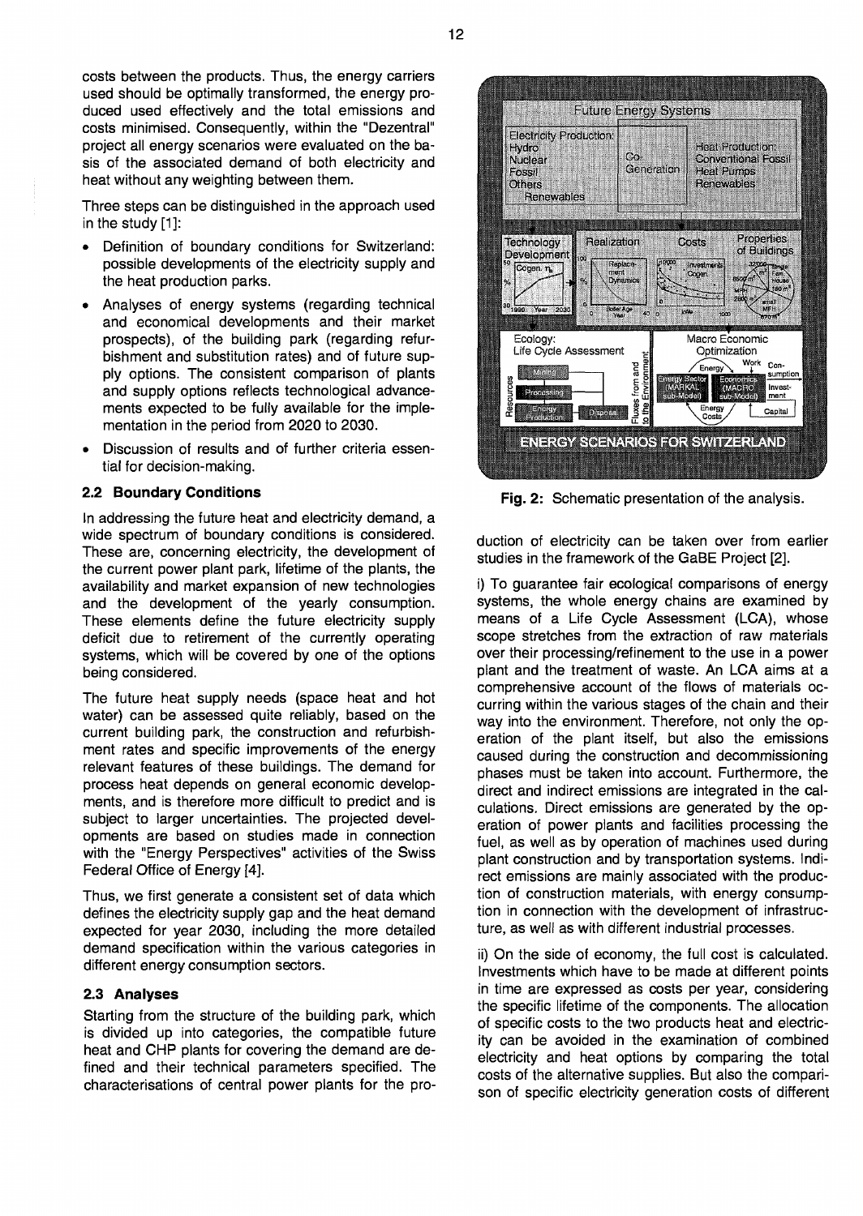costs between the products. Thus, the energy carriers used should be optimally transformed, the energy produced used effectively and the total emissions and costs minimised. Consequently, within the "Dezentral" project all energy scenarios were evaluated on the basis of the associated demand of both electricity and heat without any weighting between them.

Three steps can be distinguished in the approach used in the study [1]:

- Definition of boundary conditions for Switzerland: possible developments of the electricity supply and the heat production parks.
- Analyses of energy systems (regarding technical and economical developments and their market prospects), of the building park (regarding refurbishment and substitution rates) and of future supply options. The consistent comparison of plants and supply options reflects technological advancements expected to be fully available for the implementation in the period from 2020 to 2030.
- Discussion of results and of further criteria essential for decision-making.

## 2.2 Boundary Conditions

In addressing the future heat and electricity demand, a wide spectrum of boundary conditions is considered. These are, concerning electricity, the development of the current power plant park, lifetime of the plants, the availability and market expansion of new technologies and the development of the yearly consumption. These elements define the future electricity supply deficit due to retirement of the currently operating systems, which will be covered by one of the options being considered.

The future heat supply needs (space heat and hot water) can be assessed quite reliably, based on the current building park, the construction and refurbishment rates and specific improvements of the energy relevant features of these buildings. The demand for process heat depends on general economic developments, and is therefore more difficult to predict and is subject to larger uncertainties. The projected developments are based on studies made in connection with the "Energy Perspectives" activities of the Swiss Federal Office of Energy [4].

Thus, we first generate a consistent set of data which defines the electricity supply gap and the heat demand expected for year 2030, including the more detailed demand specification within the various categories in different energy consumption sectors.

## 2.3 Analyses

Starting from the structure of the building park, which is divided up into categories, the compatible future heat and CHP plants for covering the demand are defined and their technical parameters specified. The characterisations of central power plants for the production of electricity can be taken over from earlier studies in the framework of the GaBE Project [2].

**Fig. 2:** Schematic presentation of the analysis.

i) To guarantee fair ecological comparisons of energy systems, the whole energy chains are examined by means of a Life Cycle Assessment (LCA), whose scope stretches from the extraction of raw materials over their processing/refinement to the use in a power plant and the treatment of waste. An LCA aims at a comprehensive account of the flows of materials occurring within the various stages of the chain and their way into the environment. Therefore, not only the operation of the plant itself, but also the emissions caused during the construction and decommissioning phases must be taken into account. Furthermore, the direct and indirect emissions are integrated in the calculations. Direct emissions are generated by the operation of power plants and facilities processing the fuel, as well as by operation of machines used during plant construction and by transportation systems. Indirect emissions are mainly associated with the production of construction materials, with energy consumption in connection with the development of infrastructure, as well as with different industrial processes.

ii) On the side of economy, the full cost is calculated. Investments which have to be made at different points in time are expressed as costs per year, considering the specific lifetime of the components. The allocation of specific costs to the two products heat and electricity can be avoided in the examination of combined electricity and heat options by comparing the total costs of the alternative supplies. But also the comparison of specific electricity generation costs of different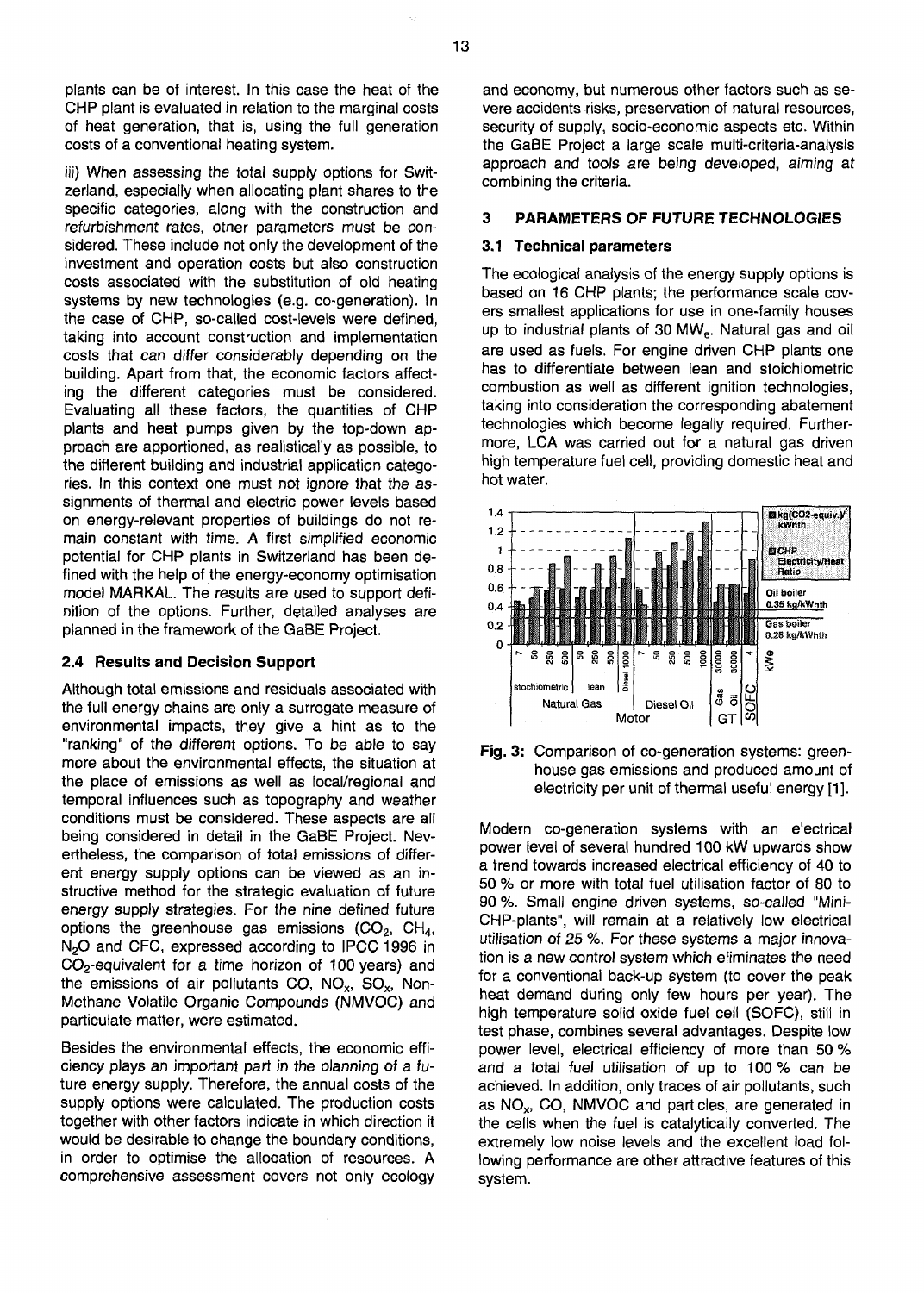plants can be of interest. In this case the heat of the CHP plant is evaluated in relation to the marginal costs of heat generation, that is, using the full generation costs of a conventional heating system.

iii) When assessing the total supply options for Switzerland, especially when allocating plant shares to the specific categories, along with the construction and refurbishment rates, other parameters must be considered. These include not only the development of the investment and operation costs but also construction costs associated with the substitution of old heating systems by new technologies (e.g. co-generation). In the case of CHP, so-called cost-levels were defined, taking into account construction and implementation costs that can differ considerably depending on the building. Apart from that, the economic factors affecting the different categories must be considered. Evaluating all these factors, the quantities of CHP plants and heat pumps given by the top-down approach are apportioned, as realistically as possible, to the different building and industrial application categories. In this context one must not ignore that the assignments of thermal and electric power levels based on energy-relevant properties of buildings do not remain constant with time. A first simplified economic potential for CHP plants in Switzerland has been defined with the help of the energy-economy optimisation model MARKAL. The results are used to support definition of the options. Further, detailed analyses are planned in the framework of the GaBE Project.

### 2.4 Results and Decision Support

Although total emissions and residuals associated with the full energy chains are only a surrogate measure of environmental impacts, they give a hint as to the "ranking" of the different options. To be able to say more about the environmental effects, the situation at the place of emissions as well as local/regional and temporal influences such as topography and weather conditions must be considered. These aspects are all being considered in detail in the GaBE Project. Nevertheless, the comparison of total emissions of different energy supply options can be viewed as an instructive method for the strategic evaluation of future energy supply strategies. For the nine defined future options the greenhouse gas emissions ($CO_2$, $CH_4$, $N_2O$ and CFC, expressed according to IPCC 1996 in $CO_2$-equivalent for a time horizon of 100 years) and the emissions of air pollutants CO, $NO_x$, $SO_x$, Non-Methane Volatile Organic Compounds (NMVOC) and particulate matter, were estimated.

Besides the environmental effects, the economic efficiency plays an important part in the planning of a future energy supply. Therefore, the annual costs of the supply options were calculated. The production costs together with other factors indicate in which direction it would be desirable to change the boundary conditions, in order to optimise the allocation of resources. A comprehensive assessment covers not only ecology and economy, but numerous other factors such as severe accidents risks, preservation of natural resources, security of supply, socio-economic aspects etc. Within the GaBE Project a large scale multi-criteria-analysis approach and tools are being developed, aiming at combining the criteria.

## 3 PARAMETERS OF FUTURE TECHNOLOGIES

### 3.1 Technical parameters

The ecological analysis of the energy supply options is based on 16 CHP plants; the performance scale covers smallest applications for use in one-family houses up to industrial plants of 30 $MW_e$. Natural gas and oil are used as fuels. For engine driven CHP plants one has to differentiate between lean and stoichiometric combustion as well as different ignition technologies, taking into consideration the corresponding abatement technologies which become legally required. Furthermore, LCA was carried out for a natural gas driven high temperature fuel cell, providing domestic heat and hot water.

**Fig. 3:** Comparison of co-generation systems: greenhouse gas emissions and produced amount of electricity per unit of thermal useful energy [1].

Modern co-generation systems with an electrical power level of several hundred 100 kW upwards show a trend towards increased electrical efficiency of 40 to 50 % or more with total fuel utilisation factor of 80 to 90 %. Small engine driven systems, so-called "Mini-CHP-plants", will remain at a relatively low electrical utilisation of 25 %. For these systems a major innovation is a new control system which eliminates the need for a conventional back-up system (to cover the peak heat demand during only few hours per year). The high temperature solid oxide fuel cell (SOFC), still in test phase, combines several advantages. Despite low power level, electrical efficiency of more than 50 % and a total fuel utilisation of up to 100 % can be achieved. In addition, only traces of air pollutants, such as $NO_x$, CO, NMVOC and particles, are generated in the cells when the fuel is catalytically converted. The extremely low noise levels and the excellent load following performance are other attractive features of this system.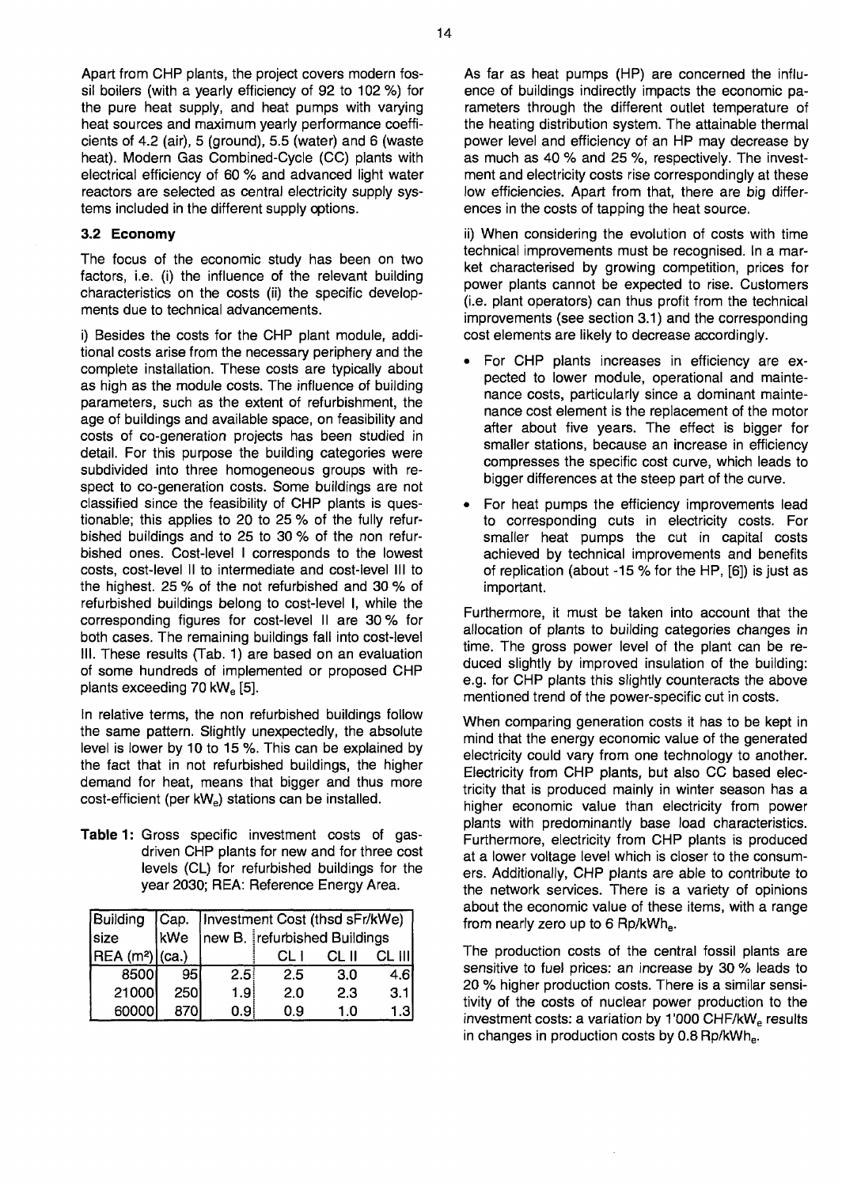Apart from CHP plants, the project covers modern fossil boilers (with a yearly efficiency of 92 to 102 %) for the pure heat supply, and heat pumps with varying heat sources and maximum yearly performance coefficients of 4.2 (air), 5 (ground), 5.5 (water) and 6 (waste heat). Modern Gas Combined-Cycle (CC) plants with electrical efficiency of 60 % and advanced light water reactors are selected as central electricity supply systems included in the different supply options.

### 3.2 Economy

The focus of the economic study has been on two factors, i.e. (i) the influence of the relevant building characteristics on the costs (ii) the specific developments due to technical advancements.

i) Besides the costs for the CHP plant module, additional costs arise from the necessary periphery and the complete installation. These costs are typically about as high as the module costs. The influence of building parameters, such as the extent of refurbishment, the age of buildings and available space, on feasibility and costs of co-generation projects has been studied in detail. For this purpose the building categories were subdivided into three homogeneous groups with respect to co-generation costs. Some buildings are not classified since the feasibility of CHP plants is questionable; this applies to 20 to 25 % of the fully refurbished buildings and to 25 to 30 % of the non refurbished ones. Cost-level I corresponds to the lowest costs, cost-level II to intermediate and cost-level III to the highest. 25 % of the not refurbished and 30 % of refurbished buildings belong to cost-level I, while the corresponding figures for cost-level II are 30 % for both cases. The remaining buildings fall into cost-level III. These results (Tab. 1) are based on an evaluation of some hundreds of implemented or proposed CHP plants exceeding 70 $kW_e$ [5].

In relative terms, the non refurbished buildings follow the same pattern. Slightly unexpectedly, the absolute level is lower by 10 to 15 %. This can be explained by the fact that in not refurbished buildings, the higher demand for heat, means that bigger and thus more cost-efficient (per $kW_e$) stations can be installed.

**Table 1:** Gross specific investment costs of gas-driven CHP plants for new and for three cost levels (CL) for refurbished buildings for the year 2030; REA: Reference Energy Area.

| Building size | Cap. kWe | Investment Cost (thsd sFr/kWe) | | | |
|---|---|---|---|---|---|
| REA ($m^2$) | (ca.) | new B. | refurbished Buildings | | |
| | | | CL I | CL II | CL III |
| 8500 | 95 | 2.5 | 2.5 | 3.0 | 4.6 |
| 21000 | 250 | 1.9 | 2.0 | 2.3 | 3.1 |
| 60000 | 870 | 0.9 | 0.9 | 1.0 | 1.3 |

As far as heat pumps (HP) are concerned the influence of buildings indirectly impacts the economic parameters through the different outlet temperature of the heating distribution system. The attainable thermal power level and efficiency of an HP may decrease by as much as 40 % and 25 %, respectively. The investment and electricity costs rise correspondingly at these low efficiencies. Apart from that, there are big differences in the costs of tapping the heat source.

ii) When considering the evolution of costs with time technical improvements must be recognised. In a market characterised by growing competition, prices for power plants cannot be expected to rise. Customers (i.e. plant operators) can thus profit from the technical improvements (see section 3.1) and the corresponding cost elements are likely to decrease accordingly.

- For CHP plants increases in efficiency are expected to lower module, operational and maintenance costs, particularly since a dominant maintenance cost element is the replacement of the motor after about five years. The effect is bigger for smaller stations, because an increase in efficiency compresses the specific cost curve, which leads to bigger differences at the steep part of the curve.
- For heat pumps the efficiency improvements lead to corresponding cuts in electricity costs. For smaller heat pumps the cut in capital costs achieved by technical improvements and benefits of replication (about -15 % for the HP, [6]) is just as important.

Furthermore, it must be taken into account that the allocation of plants to building categories changes in time. The gross power level of the plant can be reduced slightly by improved insulation of the building: e.g. for CHP plants this slightly counteracts the above mentioned trend of the power-specific cut in costs.

When comparing generation costs it has to be kept in mind that the energy economic value of the generated electricity could vary from one technology to another. Electricity from CHP plants, but also CC based electricity that is produced mainly in winter season has a higher economic value than electricity from power plants with predominantly base load characteristics. Furthermore, electricity from CHP plants is produced at a lower voltage level which is closer to the consumers. Additionally, CHP plants are able to contribute to the network services. There is a variety of opinions about the economic value of these items, with a range from nearly zero up to 6 $Rp/kWh_e$.

The production costs of the central fossil plants are sensitive to fuel prices: an increase by 30 % leads to 20 % higher production costs. There is a similar sensitivity of the costs of nuclear power production to the investment costs: a variation by 1'000 $CHF/kW_e$ results in changes in production costs by 0.8 $Rp/kWh_e$.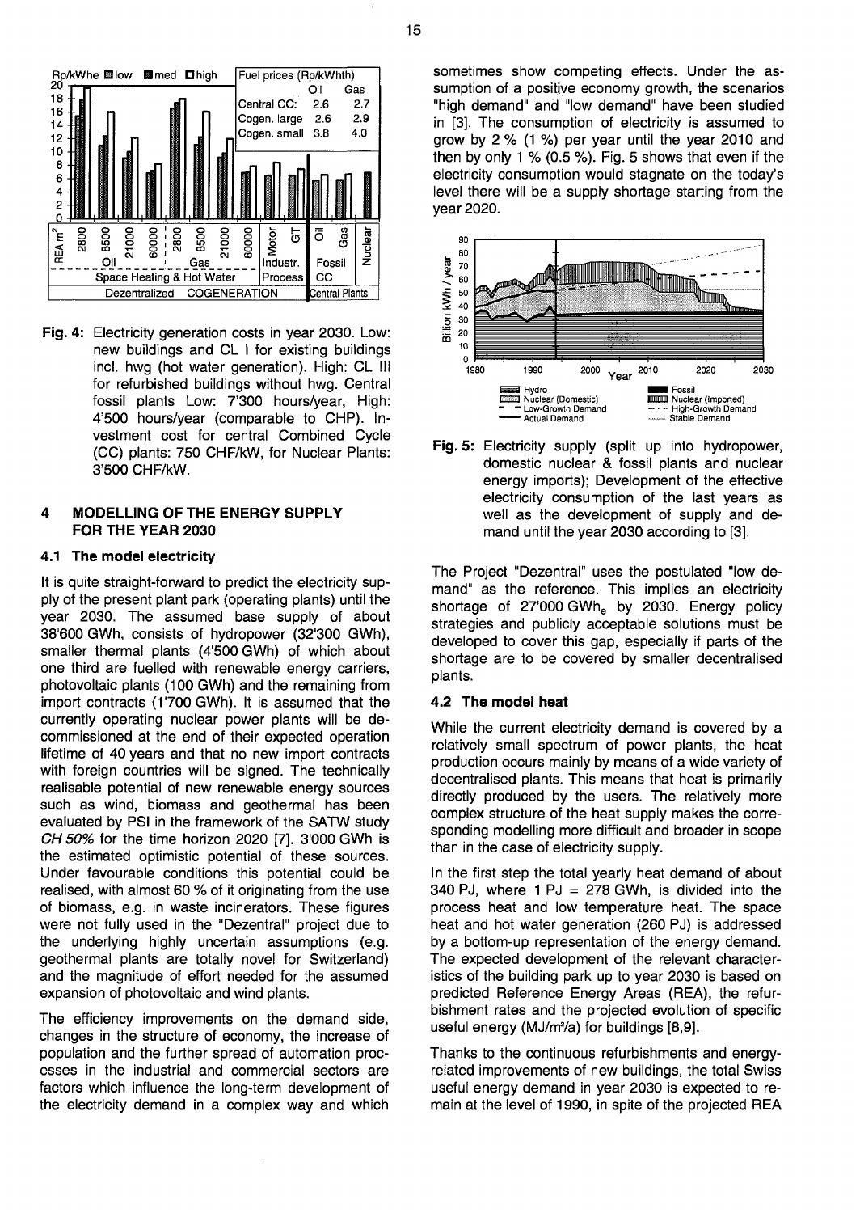Fig. 4: Electricity generation costs in year 2030. Low: new buildings and CL I for existing buildings incl. hwg (hot water generation). High: CL III for refurbished buildings without hwg. Central fossil plants Low: 7'300 hours/year, High: 4'500 hours/year (comparable to CHP). Investment cost for central Combined Cycle (CC) plants: 750 CHF/kW, for Nuclear Plants: 3'500 CHF/kW.

## 4 MODELLING OF THE ENERGY SUPPLY FOR THE YEAR 2030

### 4.1 The model electricity

It is quite straight-forward to predict the electricity supply of the present plant park (operating plants) until the year 2030. The assumed base supply of about 38'600 GWh, consists of hydropower (32'300 GWh), smaller thermal plants (4'500 GWh) of which about one third are fuelled with renewable energy carriers, photovoltaic plants (100 GWh) and the remaining from import contracts (1'700 GWh). It is assumed that the currently operating nuclear power plants will be decommissioned at the end of their expected operation lifetime of 40 years and that no new import contracts with foreign countries will be signed. The technically realisable potential of new renewable energy sources such as wind, biomass and geothermal has been evaluated by PSI in the framework of the SATW study *CH 50%* for the time horizon 2020 [7]. 3'000 GWh is the estimated optimistic potential of these sources. Under favourable conditions this potential could be realised, with almost 60 % of it originating from the use of biomass, e.g. in waste incinerators. These figures were not fully used in the "Dezentral" project due to the underlying highly uncertain assumptions (e.g. geothermal plants are totally novel for Switzerland) and the magnitude of effort needed for the assumed expansion of photovoltaic and wind plants.

The efficiency improvements on the demand side, changes in the structure of economy, the increase of population and the further spread of automation processes in the industrial and commercial sectors are factors which influence the long-term development of the electricity demand in a complex way and which sometimes show competing effects. Under the assumption of a positive economy growth, the scenarios "high demand" and "low demand" have been studied in [3]. The consumption of electricity is assumed to grow by 2 % (1 %) per year until the year 2010 and then by only 1 % (0.5 %). Fig. 5 shows that even if the electricity consumption would stagnate on the today's level there will be a supply shortage starting from the year 2020.

Fig. 5: Electricity supply (split up into hydropower, domestic nuclear & fossil plants and nuclear energy imports); Development of the effective electricity consumption of the last years as well as the development of supply and demand until the year 2030 according to [3].

The Project "Dezentral" uses the postulated "low demand" as the reference. This implies an electricity shortage of 27'000 $GWh_e$ by 2030. Energy policy strategies and publicly acceptable solutions must be developed to cover this gap, especially if parts of the shortage are to be covered by smaller decentralised plants.

### 4.2 The model heat

While the current electricity demand is covered by a relatively small spectrum of power plants, the heat production occurs mainly by means of a wide variety of decentralised plants. This means that heat is primarily directly produced by the users. The relatively more complex structure of the heat supply makes the corresponding modelling more difficult and broader in scope than in the case of electricity supply.

In the first step the total yearly heat demand of about 340 PJ, where 1 PJ = 278 GWh, is divided into the process heat and low temperature heat. The space heat and hot water generation (260 PJ) is addressed by a bottom-up representation of the energy demand. The expected development of the relevant characteristics of the building park up to year 2030 is based on predicted Reference Energy Areas (REA), the refurbishment rates and the projected evolution of specific useful energy (MJ/m²/a) for buildings [8,9].

Thanks to the continuous refurbishments and energy-related improvements of new buildings, the total Swiss useful energy demand in year 2030 is expected to remain at the level of 1990, in spite of the projected REA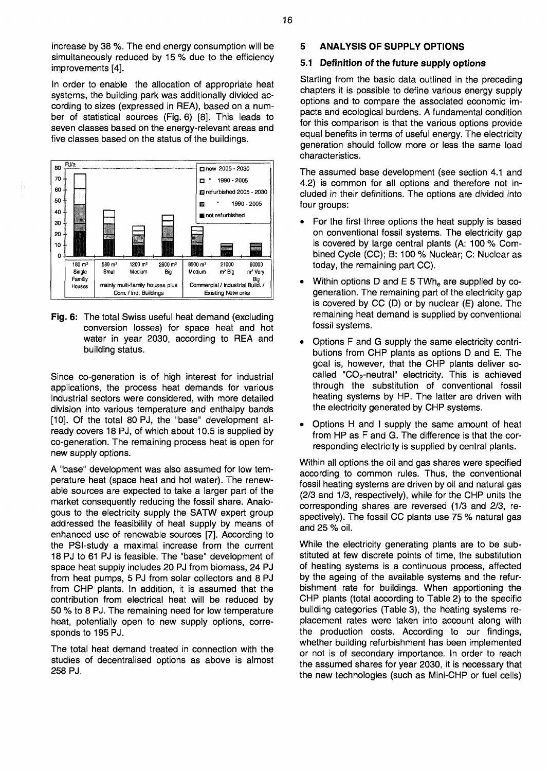increase by 38 %. The end energy consumption will be simultaneously reduced by 15 % due to the efficiency improvements [4].

In order to enable the allocation of appropriate heat systems, the building park was additionally divided according to sizes (expressed in REA), based on a number of statistical sources (Fig. 6) [8]. This leads to seven classes based on the energy-relevant areas and five classes based on the status of the buildings.

**Fig. 6:** The total Swiss useful heat demand (excluding conversion losses) for space heat and hot water in year 2030, according to REA and building status.

Since co-generation is of high interest for industrial applications, the process heat demands for various industrial sectors were considered, with more detailed division into various temperature and enthalpy bands [10]. Of the total 80 PJ, the "base" development already covers 18 PJ, of which about 10.5 is supplied by co-generation. The remaining process heat is open for new supply options.

A "base" development was also assumed for low temperature heat (space heat and hot water). The renewable sources are expected to take a larger part of the market consequently reducing the fossil share. Analogous to the electricity supply the SATW expert group addressed the feasibility of heat supply by means of enhanced use of renewable sources [7]. According to the PSI-study a maximal increase from the current 18 PJ to 61 PJ is feasible. The "base" development of space heat supply includes 20 PJ from biomass, 24 PJ from heat pumps, 5 PJ from solar collectors and 8 PJ from CHP plants. In addition, it is assumed that the contribution from electrical heat will be reduced by 50 % to 8 PJ. The remaining need for low temperature heat, potentially open to new supply options, corresponds to 195 PJ.

The total heat demand treated in connection with the studies of decentralised options as above is almost 258 PJ.

## 5 ANALYSIS OF SUPPLY OPTIONS

### 5.1 Definition of the future supply options

Starting from the basic data outlined in the preceding chapters it is possible to define various energy supply options and to compare the associated economic impacts and ecological burdens. A fundamental condition for this comparison is that the various options provide equal benefits in terms of useful energy. The electricity generation should follow more or less the same load characteristics.

The assumed base development (see section 4.1 and 4.2) is common for all options and therefore not included in their definitions. The options are divided into four groups:

- For the first three options the heat supply is based on conventional fossil systems. The electricity gap is covered by large central plants (A: 100 % Combined Cycle (CC); B: 100 % Nuclear; C: Nuclear as today, the remaining part CC).
- Within options D and E 5 $TWh_e$ are supplied by co-generation. The remaining part of the electricity gap is covered by CC (D) or by nuclear (E) alone. The remaining heat demand is supplied by conventional fossil systems.
- Options F and G supply the same electricity contributions from CHP plants as options D and E. The goal is, however, that the CHP plants deliver so-called "$CO_2$-neutral" electricity. This is achieved through the substitution of conventional fossil heating systems by HP. The latter are driven with the electricity generated by CHP systems.
- Options H and I supply the same amount of heat from HP as F and G. The difference is that the corresponding electricity is supplied by central plants.

Within all options the oil and gas shares were specified according to common rules. Thus, the conventional fossil heating systems are driven by oil and natural gas (2/3 and 1/3, respectively), while for the CHP units the corresponding shares are reversed (1/3 and 2/3, respectively). The fossil CC plants use 75 % natural gas and 25 % oil.

While the electricity generating plants are to be substituted at few discrete points of time, the substitution of heating systems is a continuous process, affected by the ageing of the available systems and the refurbishment rate for buildings. When apportioning the CHP plants (total according to Table 2) to the specific building categories (Table 3), the heating systems replacement rates were taken into account along with the production costs. According to our findings, whether building refurbishment has been implemented or not is of secondary importance. In order to reach the assumed shares for year 2030, it is necessary that the new technologies (such as Mini-CHP or fuel cells)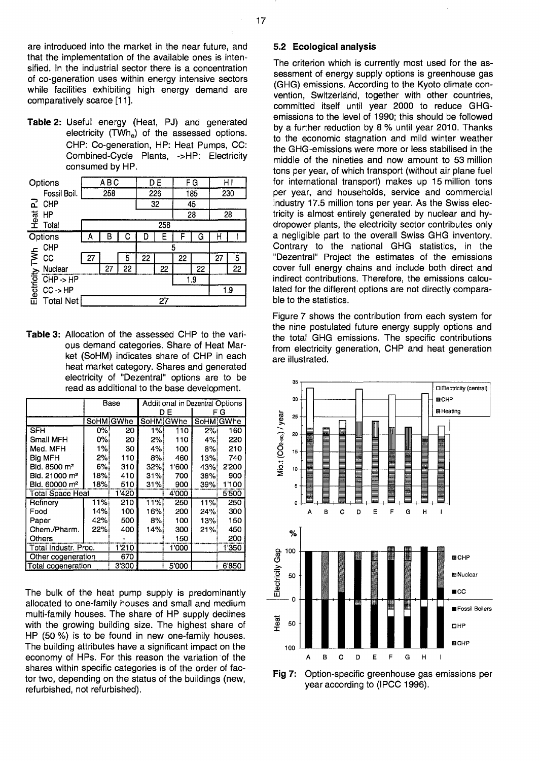are introduced into the market in the near future, and that the implementation of the available ones is intensified. In the industrial sector there is a concentration of co-generation uses within energy intensive sectors while facilities exhibiting high energy demand are comparatively scarce [11].

**Table 2:** Useful energy (Heat, PJ) and generated electricity ($TWh_e$) of the assessed options. CHP: Co-generation, HP: Heat Pumps, CC: Combined-Cycle Plants, ->HP: Electricity consumed by HP.

| | Options | A B C | | | D E | | F G | | H I | |
|---|---|---|---|---|---|---|---|---|---|---|
| Heat PJ | Fossil Boil. | 258 | | | 226 | | 185 | | 230 | |
| | CHP | | | | 32 | | 45 | | | |
| | HP | | | | | | 28 | | 28 | |
| | Total | 258 | | | | | | | | |
| | **Options** | **A** | **B** | **C** | **D** | **E** | **F** | **G** | **H** | **I** |
| Electricity TWh | CHP | | | | 5 | | | | | |
| | CC | 27 | | 5 | 22 | | 22 | | 27 | 5 |
| | Nuclear | | 27 | 22 | | 22 | | 22 | | 22 |
| | CHP -> HP | | | | | | 1.9 | | | |
| | CC -> HP | | | | | | | | 1.9 | |
| | Total Net | 27 | | | | | | | | |

**Table 3:** Allocation of the assessed CHP to the various demand categories. Share of Heat Market (SoHM) indicates share of CHP in each heat market category. Shares and generated electricity of "Dezentral" options are to be read as additional to the base development.

| | Base | | Additional in Dezentral Options | | | |
|---|---|---|---|---|---|---|
| | | | D E | | F G | |
| | SoHM | GWhe | SoHM | GWhe | SoHM | GWhe |
| SFH | 0% | 20 | 1% | 110 | 2% | 160 |
| Small MFH | 0% | 20 | 2% | 110 | 4% | 220 |
| Med. MFH | 1% | 30 | 4% | 100 | 8% | 210 |
| Big MFH | 2% | 110 | 8% | 460 | 13% | 740 |
| Bld. 8500 m² | 6% | 310 | 32% | 1'600 | 43% | 2'200 |
| Bld. 21000 m² | 18% | 410 | 31% | 700 | 38% | 900 |
| Bld. 60000 m² | 18% | 510 | 31% | 900 | 39% | 1'100 |
| Total Space Heat | | 1'420 | | 4'000 | | 5'500 |
| Refinery | 11% | 210 | 11% | 250 | 11% | 250 |
| Food | 14% | 100 | 16% | 200 | 24% | 300 |
| Paper | 42% | 500 | 8% | 100 | 13% | 150 |
| Chem./Pharm. | 22% | 400 | 14% | 300 | 21% | 450 |
| Others | | - | | 150 | | 200 |
| Total Industr. Proc. | | 1'210 | | 1'000 | | 1'350 |
| Other cogeneration | | 670 | | | | |
| Total cogeneration | | 3'300 | | 5'000 | | 6'850 |

The bulk of the heat pump supply is predominantly allocated to one-family houses and small and medium multi-family houses. The share of HP supply declines with the growing building size. The highest share of HP (50 %) is to be found in new one-family houses. The building attributes have a significant impact on the economy of HPs. For this reason the variation of the shares within specific categories is of the order of factor two, depending on the status of the buildings (new, refurbished, not refurbished).

### 5.2 Ecological analysis

The criterion which is currently most used for the assessment of energy supply options is greenhouse gas (GHG) emissions. According to the Kyoto climate convention, Switzerland, together with other countries, committed itself until year 2000 to reduce GHG-emissions to the level of 1990; this should be followed by a further reduction by 8 % until year 2010. Thanks to the economic stagnation and mild winter weather the GHG-emissions were more or less stabilised in the middle of the nineties and now amount to 53 million tons per year, of which transport (without air plane fuel for international transport) makes up 15 million tons per year, and households, service and commercial industry 17.5 million tons per year. As the Swiss electricity is almost entirely generated by nuclear and hydropower plants, the electricity sector contributes only a negligible part to the overall Swiss GHG inventory. Contrary to the national GHG statistics, in the "Dezentral" Project the estimates of the emissions cover full energy chains and include both direct and indirect contributions. Therefore, the emissions calculated for the different options are not directly comparable to the statistics.

Figure 7 shows the contribution from each system for the nine postulated future energy supply options and the total GHG emissions. The specific contributions from electricity generation, CHP and heat generation are illustrated.

**Fig 7:** Option-specific greenhouse gas emissions per year according to (IPCC 1996).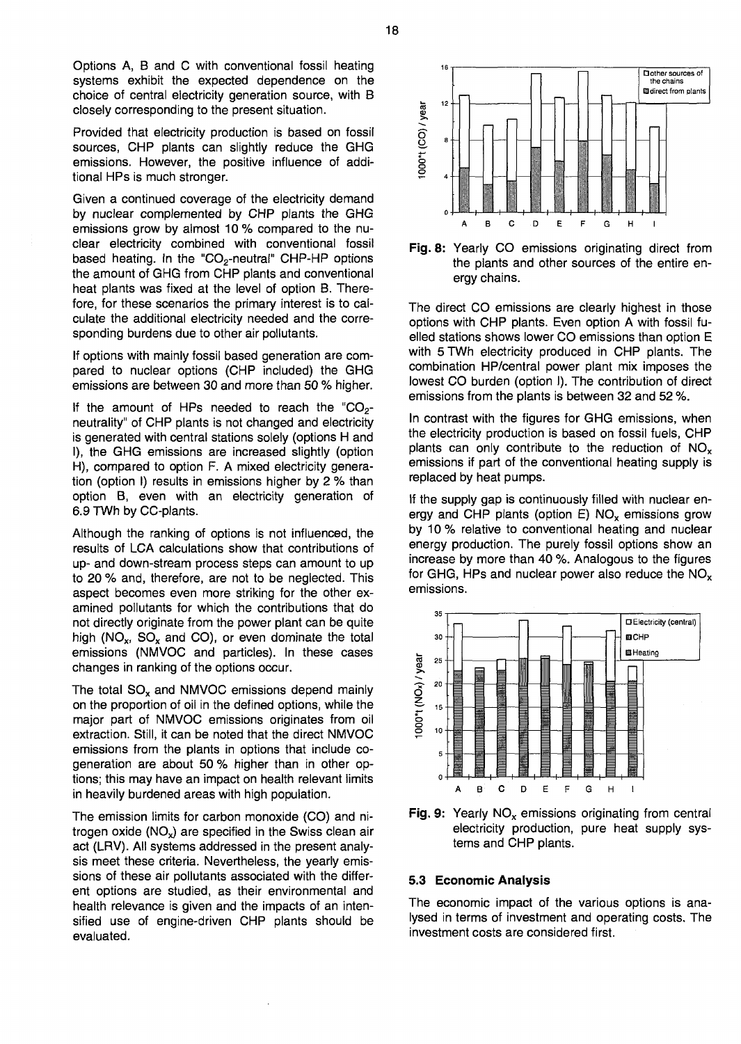Options A, B and C with conventional fossil heating systems exhibit the expected dependence on the choice of central electricity generation source, with B closely corresponding to the present situation.

Provided that electricity production is based on fossil sources, CHP plants can slightly reduce the GHG emissions. However, the positive influence of additional HPs is much stronger.

Given a continued coverage of the electricity demand by nuclear complemented by CHP plants the GHG emissions grow by almost 10 % compared to the nuclear electricity combined with conventional fossil based heating. In the "$CO_2$-neutral" CHP-HP options the amount of GHG from CHP plants and conventional heat plants was fixed at the level of option B. Therefore, for these scenarios the primary interest is to calculate the additional electricity needed and the corresponding burdens due to other air pollutants.

If options with mainly fossil based generation are compared to nuclear options (CHP included) the GHG emissions are between 30 and more than 50 % higher.

If the amount of HPs needed to reach the "$CO_2$-neutrality" of CHP plants is not changed and electricity is generated with central stations solely (options H and I), the GHG emissions are increased slightly (option H), compared to option F. A mixed electricity generation (option I) results in emissions higher by 2 % than option B, even with an electricity generation of 6.9 TWh by CC-plants.

Although the ranking of options is not influenced, the results of LCA calculations show that contributions of up- and down-stream process steps can amount to up to 20 % and, therefore, are not to be neglected. This aspect becomes even more striking for the other examined pollutants for which the contributions that do not directly originate from the power plant can be quite high ($NO_x$, $SO_x$ and CO), or even dominate the total emissions (NMVOC and particles). In these cases changes in ranking of the options occur.

The total $SO_x$ and NMVOC emissions depend mainly on the proportion of oil in the defined options, while the major part of NMVOC emissions originates from oil extraction. Still, it can be noted that the direct NMVOC emissions from the plants in options that include co-generation are about 50 % higher than in other options; this may have an impact on health relevant limits in heavily burdened areas with high population.

The emission limits for carbon monoxide (CO) and nitrogen oxide ($NO_x$) are specified in the Swiss clean air act (LRV). All systems addressed in the present analysis meet these criteria. Nevertheless, the yearly emissions of these air pollutants associated with the different options are studied, as their environmental and health relevance is given and the impacts of an intensified use of engine-driven CHP plants should be evaluated.

**Fig. 8:** Yearly CO emissions originating direct from the plants and other sources of the entire energy chains.

The direct CO emissions are clearly highest in those options with CHP plants. Even option A with fossil fuelled stations shows lower CO emissions than option E with 5 TWh electricity produced in CHP plants. The combination HP/central power plant mix imposes the lowest CO burden (option I). The contribution of direct emissions from the plants is between 32 and 52 %.

In contrast with the figures for GHG emissions, when the electricity production is based on fossil fuels, CHP plants can only contribute to the reduction of $NO_x$ emissions if part of the conventional heating supply is replaced by heat pumps.

If the supply gap is continuously filled with nuclear energy and CHP plants (option E) $NO_x$ emissions grow by 10 % relative to conventional heating and nuclear energy production. The purely fossil options show an increase by more than 40 %. Analogous to the figures for GHG, HPs and nuclear power also reduce the $NO_x$ emissions.

**Fig. 9:** Yearly $NO_x$ emissions originating from central electricity production, pure heat supply systems and CHP plants.

### 5.3 Economic Analysis

The economic impact of the various options is analysed in terms of investment and operating costs. The investment costs are considered first.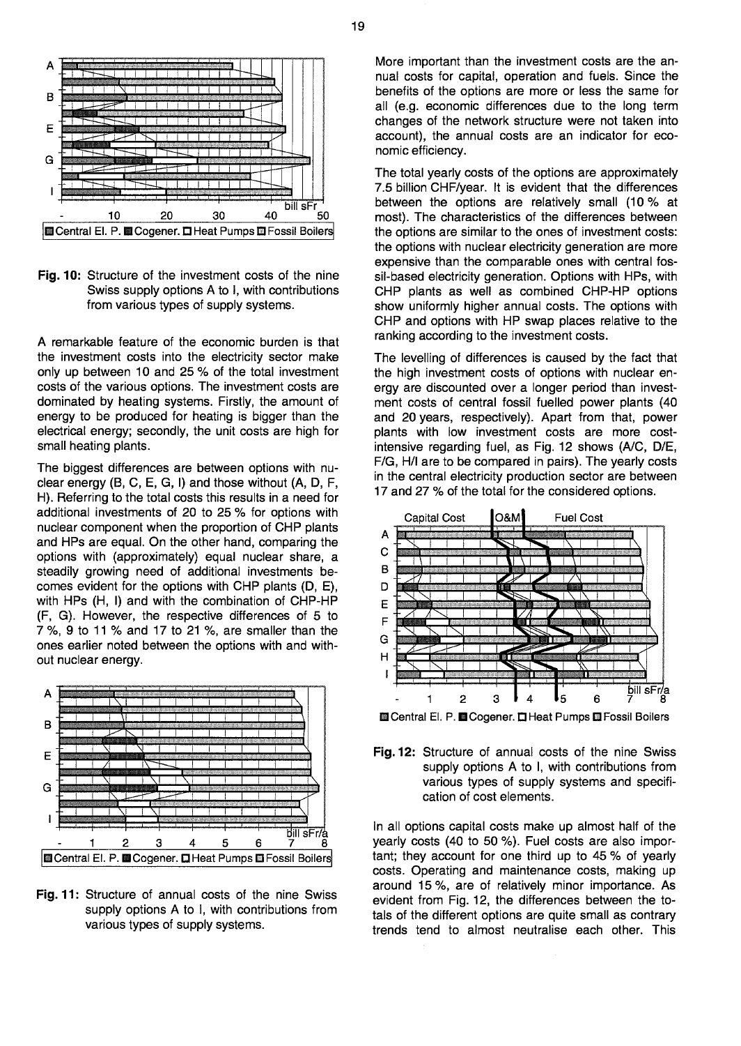Fig. 10: Structure of the investment costs of the nine Swiss supply options A to I, with contributions from various types of supply systems.

A remarkable feature of the economic burden is that the investment costs into the electricity sector make only up between 10 and 25 % of the total investment costs of the various options. The investment costs are dominated by heating systems. Firstly, the amount of energy to be produced for heating is bigger than the electrical energy; secondly, the unit costs are high for small heating plants.

The biggest differences are between options with nuclear energy (B, C, E, G, I) and those without (A, D, F, H). Referring to the total costs this results in a need for additional investments of 20 to 25 % for options with nuclear component when the proportion of CHP plants and HPs are equal. On the other hand, comparing the options with (approximately) equal nuclear share, a steadily growing need of additional investments becomes evident for the options with CHP plants (D, E), with HPs (H, I) and with the combination of CHP-HP (F, G). However, the respective differences of 5 to 7 %, 9 to 11 % and 17 to 21 %, are smaller than the ones earlier noted between the options with and without nuclear energy.

Fig. 11: Structure of annual costs of the nine Swiss supply options A to I, with contributions from various types of supply systems.

More important than the investment costs are the annual costs for capital, operation and fuels. Since the benefits of the options are more or less the same for all (e.g. economic differences due to the long term changes of the network structure were not taken into account), the annual costs are an indicator for economic efficiency.

The total yearly costs of the options are approximately 7.5 billion CHF/year. It is evident that the differences between the options are relatively small (10 % at most). The characteristics of the differences between the options are similar to the ones of investment costs: the options with nuclear electricity generation are more expensive than the comparable ones with central fossil-based electricity generation. Options with HPs, with CHP plants as well as combined CHP-HP options show uniformly higher annual costs. The options with CHP and options with HP swap places relative to the ranking according to the investment costs.

The levelling of differences is caused by the fact that the high investment costs of options with nuclear energy are discounted over a longer period than investment costs of central fossil fuelled power plants (40 and 20 years, respectively). Apart from that, power plants with low investment costs are more cost-intensive regarding fuel, as Fig. 12 shows (A/C, D/E, F/G, H/I are to be compared in pairs). The yearly costs in the central electricity production sector are between 17 and 27 % of the total for the considered options.

Fig. 12: Structure of annual costs of the nine Swiss supply options A to I, with contributions from various types of supply systems and specification of cost elements.

In all options capital costs make up almost half of the yearly costs (40 to 50 %). Fuel costs are also important; they account for one third up to 45 % of yearly costs. Operating and maintenance costs, making up around 15 %, are of relatively minor importance. As evident from Fig. 12, the differences between the totals of the different options are quite small as contrary trends tend to almost neutralise each other. This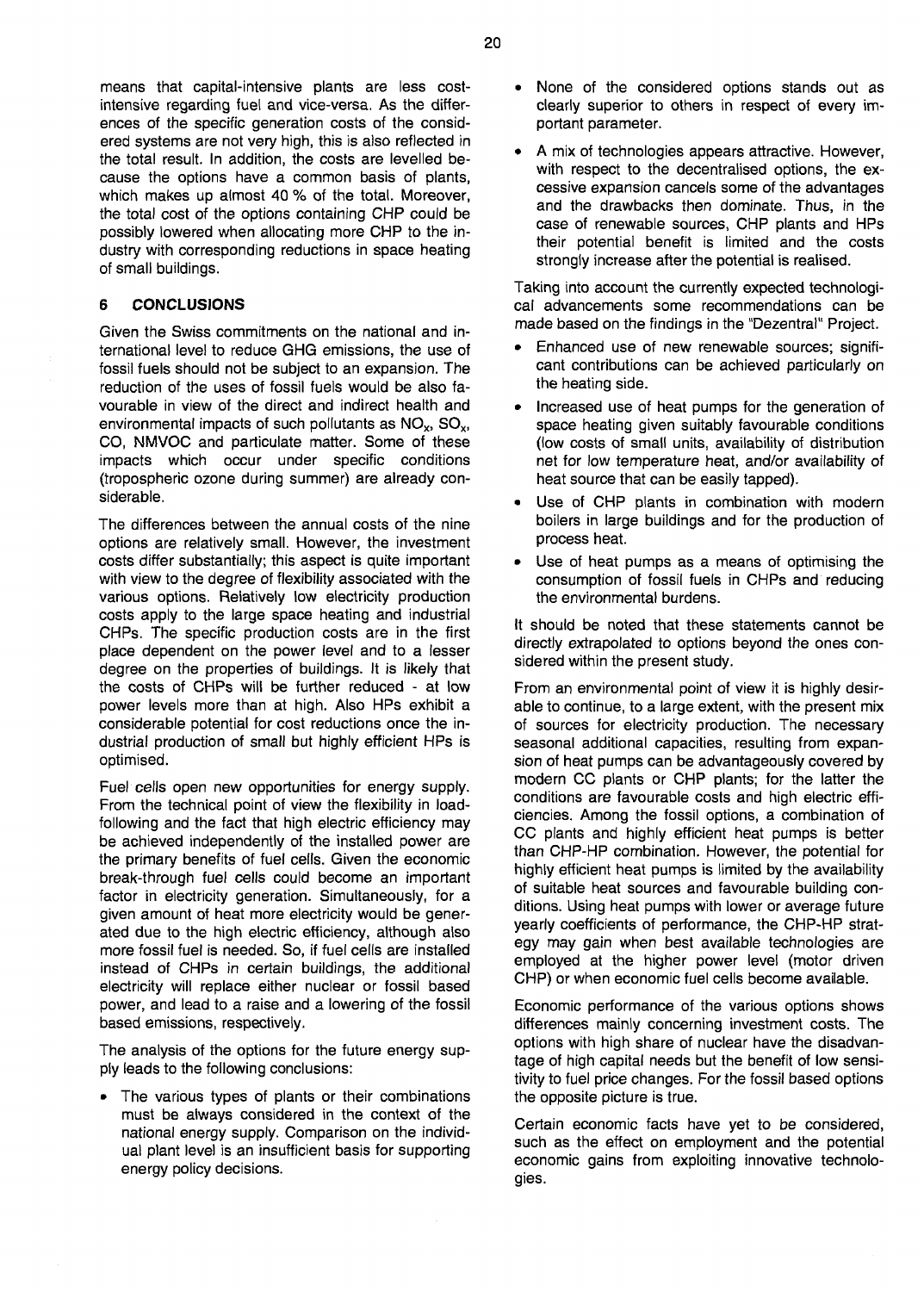means that capital-intensive plants are less cost-intensive regarding fuel and vice-versa. As the differences of the specific generation costs of the considered systems are not very high, this is also reflected in the total result. In addition, the costs are levelled because the options have a common basis of plants, which makes up almost 40 % of the total. Moreover, the total cost of the options containing CHP could be possibly lowered when allocating more CHP to the industry with corresponding reductions in space heating of small buildings.

## 6 CONCLUSIONS

Given the Swiss commitments on the national and international level to reduce GHG emissions, the use of fossil fuels should not be subject to an expansion. The reduction of the uses of fossil fuels would be also favourable in view of the direct and indirect health and environmental impacts of such pollutants as $NO_x$, $SO_x$, CO, NMVOC and particulate matter. Some of these impacts which occur under specific conditions (tropospheric ozone during summer) are already considerable.

The differences between the annual costs of the nine options are relatively small. However, the investment costs differ substantially; this aspect is quite important with view to the degree of flexibility associated with the various options. Relatively low electricity production costs apply to the large space heating and industrial CHPs. The specific production costs are in the first place dependent on the power level and to a lesser degree on the properties of buildings. It is likely that the costs of CHPs will be further reduced - at low power levels more than at high. Also HPs exhibit a considerable potential for cost reductions once the industrial production of small but highly efficient HPs is optimised.

Fuel cells open new opportunities for energy supply. From the technical point of view the flexibility in load-following and the fact that high electric efficiency may be achieved independently of the installed power are the primary benefits of fuel cells. Given the economic break-through fuel cells could become an important factor in electricity generation. Simultaneously, for a given amount of heat more electricity would be generated due to the high electric efficiency, although also more fossil fuel is needed. So, if fuel cells are installed instead of CHPs in certain buildings, the additional electricity will replace either nuclear or fossil based power, and lead to a raise and a lowering of the fossil based emissions, respectively.

The analysis of the options for the future energy supply leads to the following conclusions:

- The various types of plants or their combinations must be always considered in the context of the national energy supply. Comparison on the individual plant level is an insufficient basis for supporting energy policy decisions.
- None of the considered options stands out as clearly superior to others in respect of every important parameter.
- A mix of technologies appears attractive. However, with respect to the decentralised options, the excessive expansion cancels some of the advantages and the drawbacks then dominate. Thus, in the case of renewable sources, CHP plants and HPs their potential benefit is limited and the costs strongly increase after the potential is realised.

Taking into account the currently expected technological advancements some recommendations can be made based on the findings in the "Dezentral" Project.

- Enhanced use of new renewable sources; significant contributions can be achieved particularly on the heating side.
- Increased use of heat pumps for the generation of space heating given suitably favourable conditions (low costs of small units, availability of distribution net for low temperature heat, and/or availability of heat source that can be easily tapped).
- Use of CHP plants in combination with modern boilers in large buildings and for the production of process heat.
- Use of heat pumps as a means of optimising the consumption of fossil fuels in CHPs and reducing the environmental burdens.

It should be noted that these statements cannot be directly extrapolated to options beyond the ones considered within the present study.

From an environmental point of view it is highly desirable to continue, to a large extent, with the present mix of sources for electricity production. The necessary seasonal additional capacities, resulting from expansion of heat pumps can be advantageously covered by modern CC plants or CHP plants; for the latter the conditions are favourable costs and high electric efficiencies. Among the fossil options, a combination of CC plants and highly efficient heat pumps is better than CHP-HP combination. However, the potential for highly efficient heat pumps is limited by the availability of suitable heat sources and favourable building conditions. Using heat pumps with lower or average future yearly coefficients of performance, the CHP-HP strategy may gain when best available technologies are employed at the higher power level (motor driven CHP) or when economic fuel cells become available.

Economic performance of the various options shows differences mainly concerning investment costs. The options with high share of nuclear have the disadvantage of high capital needs but the benefit of low sensitivity to fuel price changes. For the fossil based options the opposite picture is true.

Certain economic facts have yet to be considered, such as the effect on employment and the potential economic gains from exploiting innovative technologies.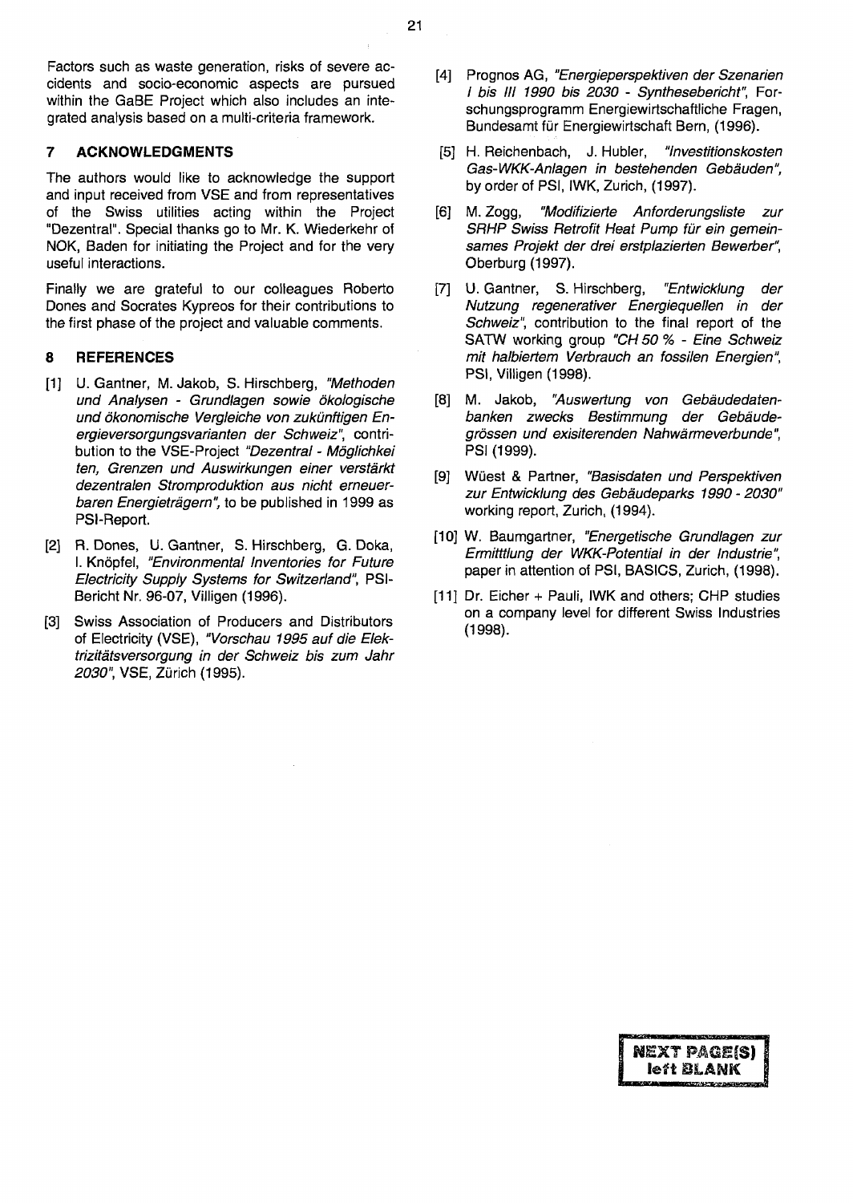Factors such as waste generation, risks of severe accidents and socio-economic aspects are pursued within the GaBE Project which also includes an integrated analysis based on a multi-criteria framework.

## 7 ACKNOWLEDGMENTS

The authors would like to acknowledge the support and input received from VSE and from representatives of the Swiss utilities acting within the Project "Dezentral". Special thanks go to Mr. K. Wiederkehr of NOK, Baden for initiating the Project and for the very useful interactions.

Finally we are grateful to our colleagues Roberto Dones and Socrates Kypreos for their contributions to the first phase of the project and valuable comments.

## 8 REFERENCES

[1] U. Gantner, M. Jakob, S. Hirschberg, *"Methoden und Analysen - Grundlagen sowie ökologische und ökonomische Vergleiche von zukünftigen Energieversorgungsvarianten der Schweiz"*, contribution to the VSE-Project *"Dezentral - Möglichkei ten, Grenzen und Auswirkungen einer verstärkt dezentralen Stromproduktion aus nicht erneuerbaren Energieträgern"*, to be published in 1999 as PSI-Report.

[2] R. Dones, U. Gantner, S. Hirschberg, G. Doka, I. Knöpfel, *"Environmental Inventories for Future Electricity Supply Systems for Switzerland"*, PSI-Bericht Nr. 96-07, Villigen (1996).

[3] Swiss Association of Producers and Distributors of Electricity (VSE), *"Vorschau 1995 auf die Elektrizitätsversorgung in der Schweiz bis zum Jahr 2030"*, VSE, Zürich (1995).

[4] Prognos AG, *"Energieperspektiven der Szenarien I bis III 1990 bis 2030 - Synthesebericht"*, Forschungsprogramm Energiewirtschaftliche Fragen, Bundesamt für Energiewirtschaft Bern, (1996).

[5] H. Reichenbach, J. Hubler, *"Investitionskosten Gas-WKK-Anlagen in bestehenden Gebäuden"*, by order of PSI, IWK, Zurich, (1997).

[6] M. Zogg, *"Modifizierte Anforderungsliste zur SRHP Swiss Retrofit Heat Pump für ein gemeinsames Projekt der drei erstplazierten Bewerber"*, Oberburg (1997).

[7] U. Gantner, S. Hirschberg, *"Entwicklung der Nutzung regenerativer Energiequellen in der Schweiz"*, contribution to the final report of the SATW working group *"CH 50 % - Eine Schweiz mit halbiertem Verbrauch an fossilen Energien"*, PSI, Villigen (1998).

[8] M. Jakob, *"Auswertung von Gebäudedatenbanken zwecks Bestimmung der Gebäudegrössen und exisiterenden Nahwärmeverbunde"*, PSI (1999).

[9] Wüest & Partner, *"Basisdaten und Perspektiven zur Entwicklung des Gebäudeparks 1990 - 2030"* working report, Zurich, (1994).

[10] W. Baumgartner, *"Energetische Grundlagen zur Ermitttlung der WKK-Potential in der Industrie"*, paper in attention of PSI, BASICS, Zurich, (1998).

[11] Dr. Eicher + Pauli, IWK and others; CHP studies on a company level for different Swiss Industries (1998).

NEXT PAGE(S) left BLANK